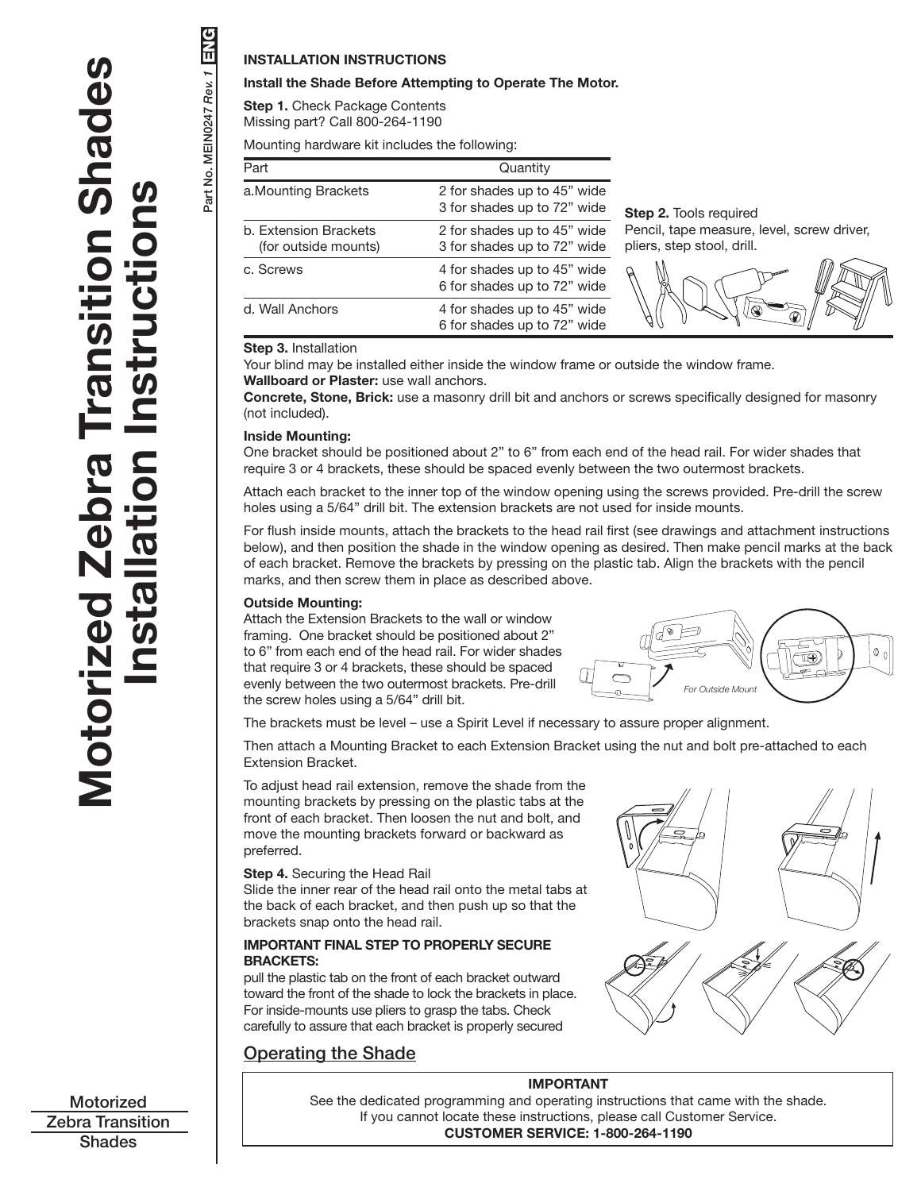# Motorized Zebra Transition Shades Installation Instructions

Part No. MEIN0247 *Rev. 1* ENG

## INSTALLATION INSTRUCTIONS

**Install the Shade Before Attempting to Operate The Motor.**

**Step 1.** Check Package Contents
Missing part? Call 800-264-1190

Mounting hardware kit includes the following:

| Part | Quantity |
|---|---|
| a. Mounting Brackets | 2 for shades up to 45" wide<br>3 for shades up to 72" wide |
| b. Extension Brackets (for outside mounts) | 2 for shades up to 45" wide<br>3 for shades up to 72" wide |
| c. Screws | 4 for shades up to 45" wide<br>6 for shades up to 72" wide |
| d. Wall Anchors | 4 for shades up to 45" wide<br>6 for shades up to 72" wide |

**Step 2.** Tools required
Pencil, tape measure, level, screw driver, pliers, step stool, drill.

**Step 3.** Installation
Your blind may be installed either inside the window frame or outside the window frame.
**Wallboard or Plaster:** use wall anchors.
**Concrete, Stone, Brick:** use a masonry drill bit and anchors or screws specifically designed for masonry (not included).

**Inside Mounting:**
One bracket should be positioned about 2" to 6" from each end of the head rail. For wider shades that require 3 or 4 brackets, these should be spaced evenly between the two outermost brackets.

Attach each bracket to the inner top of the window opening using the screws provided. Pre-drill the screw holes using a 5/64" drill bit. The extension brackets are not used for inside mounts.

For flush inside mounts, attach the brackets to the head rail first (see drawings and attachment instructions below), and then position the shade in the window opening as desired. Then make pencil marks at the back of each bracket. Remove the brackets by pressing on the plastic tab. Align the brackets with the pencil marks, and then screw them in place as described above.

**Outside Mounting:**
Attach the Extension Brackets to the wall or window framing. One bracket should be positioned about 2" to 6" from each end of the head rail. For wider shades that require 3 or 4 brackets, these should be spaced evenly between the two outermost brackets. Pre-drill the screw holes using a 5/64" drill bit.

*For Outside Mount*

The brackets must be level – use a Spirit Level if necessary to assure proper alignment.

Then attach a Mounting Bracket to each Extension Bracket using the nut and bolt pre-attached to each Extension Bracket.

To adjust head rail extension, remove the shade from the mounting brackets by pressing on the plastic tabs at the front of each bracket. Then loosen the nut and bolt, and move the mounting brackets forward or backward as preferred.

**Step 4.** Securing the Head Rail
Slide the inner rear of the head rail onto the metal tabs at the back of each bracket, and then push up so that the brackets snap onto the head rail.

**IMPORTANT FINAL STEP TO PROPERLY SECURE BRACKETS:**
pull the plastic tab on the front of each bracket outward toward the front of the shade to lock the brackets in place. For inside-mounts use pliers to grasp the tabs. Check carefully to assure that each bracket is properly secured

## Operating the Shade

**IMPORTANT**
See the dedicated programming and operating instructions that came with the shade.
If you cannot locate these instructions, please call Customer Service.
**CUSTOMER SERVICE: 1-800-264-1190**

Motorized
Zebra Transition
Shades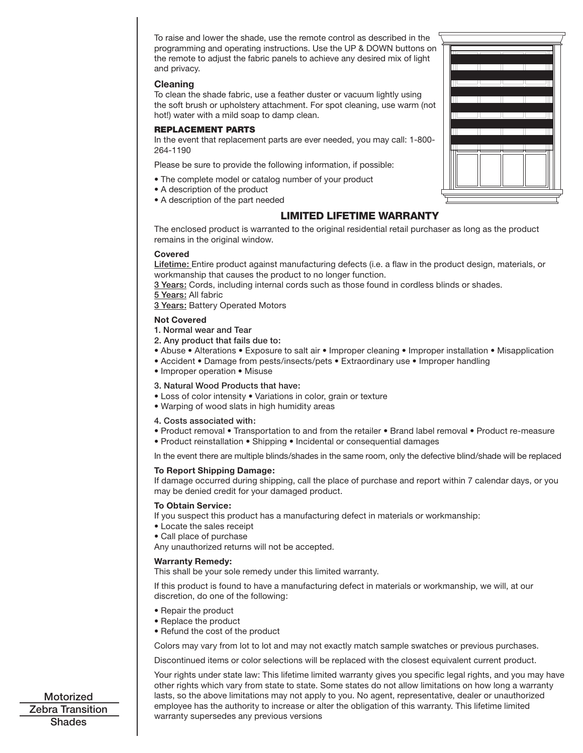To raise and lower the shade, use the remote control as described in the programming and operating instructions. Use the UP & DOWN buttons on the remote to adjust the fabric panels to achieve any desired mix of light and privacy.

### Cleaning

To clean the shade fabric, use a feather duster or vacuum lightly using the soft brush or upholstery attachment. For spot cleaning, use warm (not hot!) water with a mild soap to damp clean.

### REPLACEMENT PARTS

In the event that replacement parts are ever needed, you may call: 1-800-264-1190

Please be sure to provide the following information, if possible:

- The complete model or catalog number of your product
- A description of the product
- A description of the part needed

## LIMITED LIFETIME WARRANTY

The enclosed product is warranted to the original residential retail purchaser as long as the product remains in the original window.

**Covered**

Lifetime: Entire product against manufacturing defects (i.e. a flaw in the product design, materials, or workmanship that causes the product to no longer function.
3 Years: Cords, including internal cords such as those found in cordless blinds or shades.
5 Years: All fabric
3 Years: Battery Operated Motors

**Not Covered**

**1. Normal wear and Tear**

**2. Any product that fails due to:**

- Abuse • Alterations • Exposure to salt air • Improper cleaning • Improper installation • Misapplication
- Accident • Damage from pests/insects/pets • Extraordinary use • Improper handling
- Improper operation • Misuse

**3. Natural Wood Products that have:**

- Loss of color intensity • Variations in color, grain or texture
- Warping of wood slats in high humidity areas

**4. Costs associated with:**

- Product removal • Transportation to and from the retailer • Brand label removal • Product re-measure
- Product reinstallation • Shipping • Incidental or consequential damages

In the event there are multiple blinds/shades in the same room, only the defective blind/shade will be replaced

**To Report Shipping Damage:**

If damage occurred during shipping, call the place of purchase and report within 7 calendar days, or you may be denied credit for your damaged product.

**To Obtain Service:**

If you suspect this product has a manufacturing defect in materials or workmanship:

- Locate the sales receipt
- Call place of purchase

Any unauthorized returns will not be accepted.

**Warranty Remedy:**

This shall be your sole remedy under this limited warranty.

If this product is found to have a manufacturing defect in materials or workmanship, we will, at our discretion, do one of the following:

- Repair the product
- Replace the product
- Refund the cost of the product

Colors may vary from lot to lot and may not exactly match sample swatches or previous purchases.

Discontinued items or color selections will be replaced with the closest equivalent current product.

Your rights under state law: This lifetime limited warranty gives you specific legal rights, and you may have other rights which vary from state to state. Some states do not allow limitations on how long a warranty lasts, so the above limitations may not apply to you. No agent, representative, dealer or unauthorized employee has the authority to increase or alter the obligation of this warranty. This lifetime limited warranty supersedes any previous versions

Motorized Zebra Transition Shades